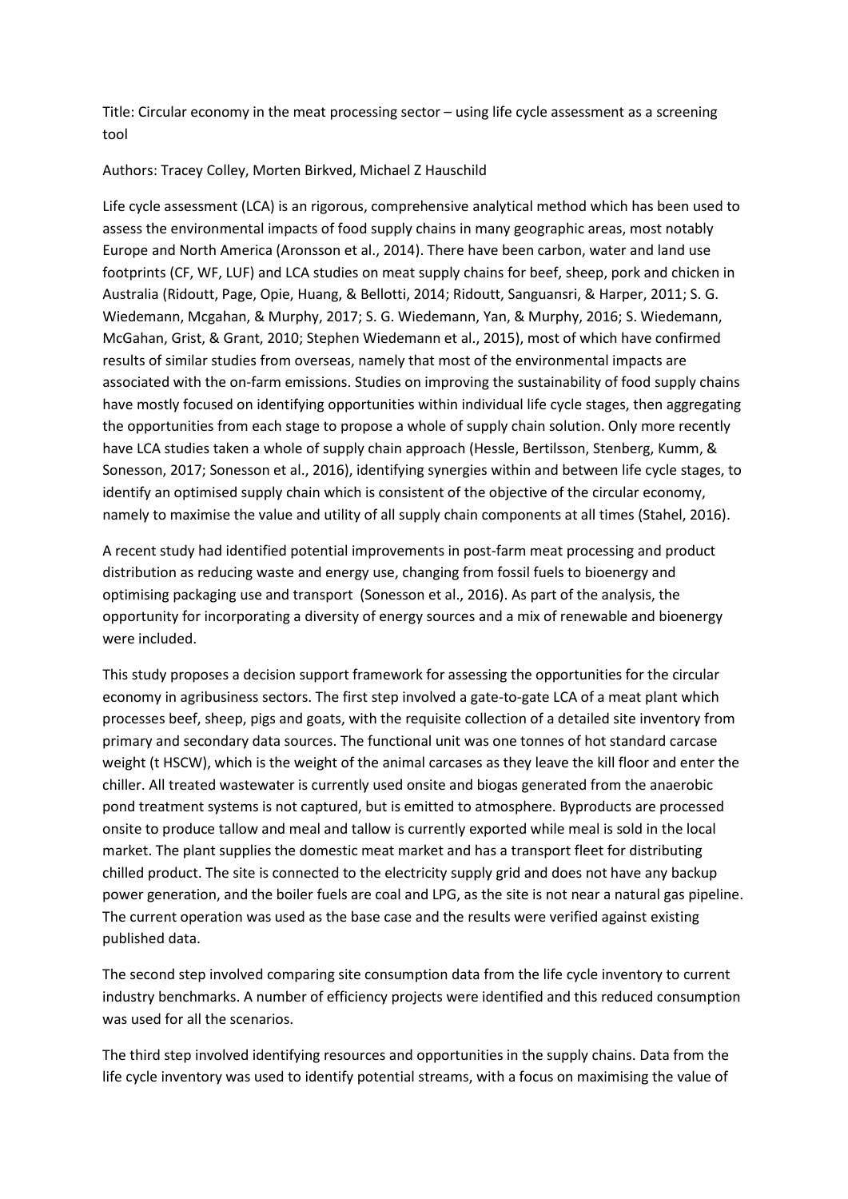Title: Circular economy in the meat processing sector – using life cycle assessment as a screening tool

Authors: Tracey Colley, Morten Birkved, Michael Z Hauschild

Life cycle assessment (LCA) is an rigorous, comprehensive analytical method which has been used to assess the environmental impacts of food supply chains in many geographic areas, most notably Europe and North America (Aronsson et al., 2014). There have been carbon, water and land use footprints (CF, WF, LUF) and LCA studies on meat supply chains for beef, sheep, pork and chicken in Australia (Ridoutt, Page, Opie, Huang, & Bellotti, 2014; Ridoutt, Sanguansri, & Harper, 2011; S. G. Wiedemann, Mcgahan, & Murphy, 2017; S. G. Wiedemann, Yan, & Murphy, 2016; S. Wiedemann, McGahan, Grist, & Grant, 2010; Stephen Wiedemann et al., 2015), most of which have confirmed results of similar studies from overseas, namely that most of the environmental impacts are associated with the on-farm emissions. Studies on improving the sustainability of food supply chains have mostly focused on identifying opportunities within individual life cycle stages, then aggregating the opportunities from each stage to propose a whole of supply chain solution. Only more recently have LCA studies taken a whole of supply chain approach (Hessle, Bertilsson, Stenberg, Kumm, & Sonesson, 2017; Sonesson et al., 2016), identifying synergies within and between life cycle stages, to identify an optimised supply chain which is consistent of the objective of the circular economy, namely to maximise the value and utility of all supply chain components at all times (Stahel, 2016).

A recent study had identified potential improvements in post-farm meat processing and product distribution as reducing waste and energy use, changing from fossil fuels to bioenergy and optimising packaging use and transport (Sonesson et al., 2016). As part of the analysis, the opportunity for incorporating a diversity of energy sources and a mix of renewable and bioenergy were included.

This study proposes a decision support framework for assessing the opportunities for the circular economy in agribusiness sectors. The first step involved a gate-to-gate LCA of a meat plant which processes beef, sheep, pigs and goats, with the requisite collection of a detailed site inventory from primary and secondary data sources. The functional unit was one tonnes of hot standard carcase weight (t HSCW), which is the weight of the animal carcases as they leave the kill floor and enter the chiller. All treated wastewater is currently used onsite and biogas generated from the anaerobic pond treatment systems is not captured, but is emitted to atmosphere. Byproducts are processed onsite to produce tallow and meal and tallow is currently exported while meal is sold in the local market. The plant supplies the domestic meat market and has a transport fleet for distributing chilled product. The site is connected to the electricity supply grid and does not have any backup power generation, and the boiler fuels are coal and LPG, as the site is not near a natural gas pipeline. The current operation was used as the base case and the results were verified against existing published data.

The second step involved comparing site consumption data from the life cycle inventory to current industry benchmarks. A number of efficiency projects were identified and this reduced consumption was used for all the scenarios.

The third step involved identifying resources and opportunities in the supply chains. Data from the life cycle inventory was used to identify potential streams, with a focus on maximising the value of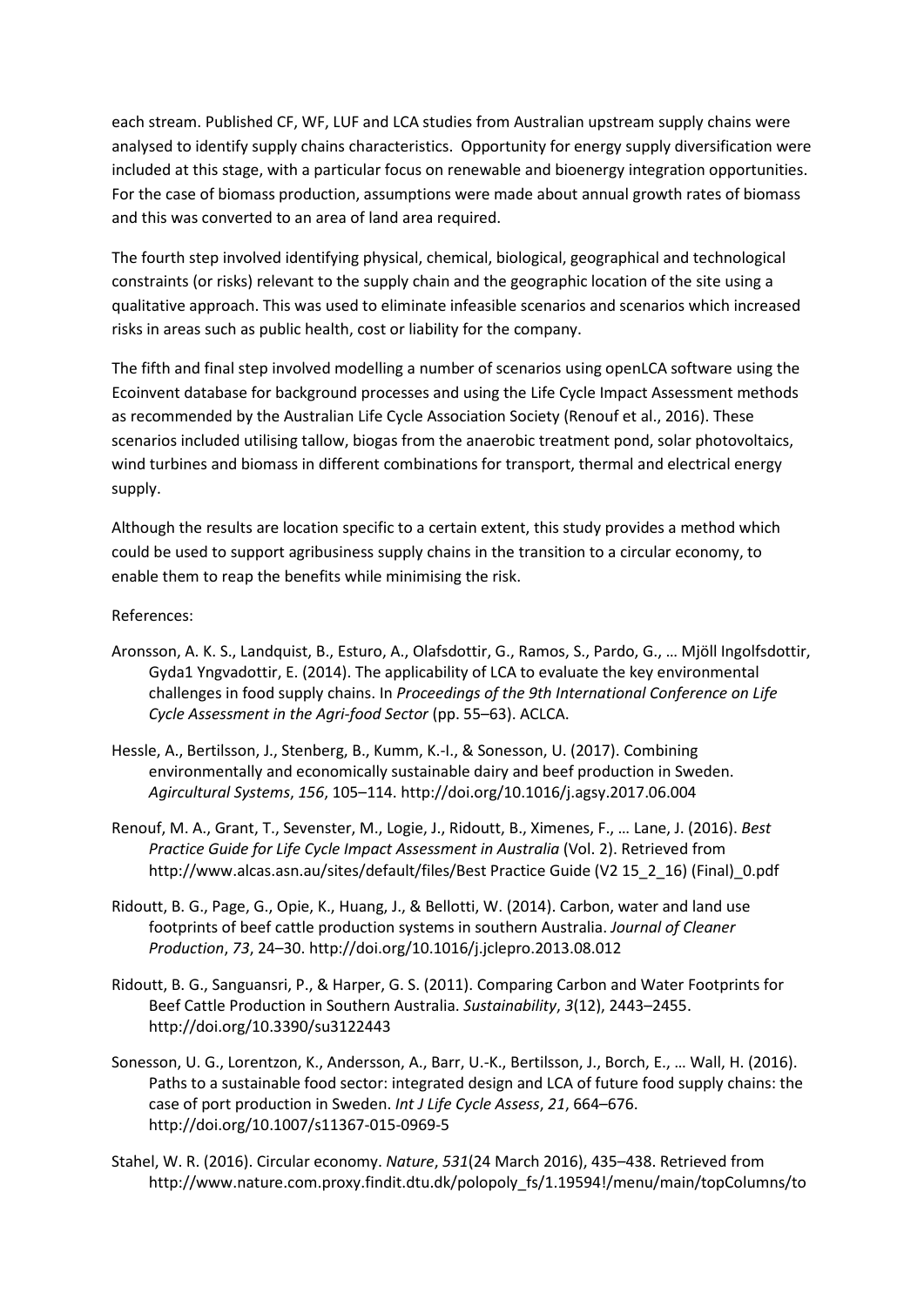each stream. Published CF, WF, LUF and LCA studies from Australian upstream supply chains were analysed to identify supply chains characteristics. Opportunity for energy supply diversification were included at this stage, with a particular focus on renewable and bioenergy integration opportunities. For the case of biomass production, assumptions were made about annual growth rates of biomass and this was converted to an area of land area required.

The fourth step involved identifying physical, chemical, biological, geographical and technological constraints (or risks) relevant to the supply chain and the geographic location of the site using a qualitative approach. This was used to eliminate infeasible scenarios and scenarios which increased risks in areas such as public health, cost or liability for the company.

The fifth and final step involved modelling a number of scenarios using openLCA software using the Ecoinvent database for background processes and using the Life Cycle Impact Assessment methods as recommended by the Australian Life Cycle Association Society (Renouf et al., 2016). These scenarios included utilising tallow, biogas from the anaerobic treatment pond, solar photovoltaics, wind turbines and biomass in different combinations for transport, thermal and electrical energy supply.

Although the results are location specific to a certain extent, this study provides a method which could be used to support agribusiness supply chains in the transition to a circular economy, to enable them to reap the benefits while minimising the risk.

References:

Aronsson, A. K. S., Landquist, B., Esturo, A., Olafsdottir, G., Ramos, S., Pardo, G., … Mjöll Ingolfsdottir, Gyda1 Yngvadottir, E. (2014). The applicability of LCA to evaluate the key environmental challenges in food supply chains. In *Proceedings of the 9th International Conference on Life Cycle Assessment in the Agri-food Sector* (pp. 55–63). ACLCA.

Hessle, A., Bertilsson, J., Stenberg, B., Kumm, K.-I., & Sonesson, U. (2017). Combining environmentally and economically sustainable dairy and beef production in Sweden. *Agircultural Systems*, *156*, 105–114. http://doi.org/10.1016/j.agsy.2017.06.004

Renouf, M. A., Grant, T., Sevenster, M., Logie, J., Ridoutt, B., Ximenes, F., … Lane, J. (2016). *Best Practice Guide for Life Cycle Impact Assessment in Australia* (Vol. 2). Retrieved from http://www.alcas.asn.au/sites/default/files/Best Practice Guide (V2 15_2_16) (Final)_0.pdf

Ridoutt, B. G., Page, G., Opie, K., Huang, J., & Bellotti, W. (2014). Carbon, water and land use footprints of beef cattle production systems in southern Australia. *Journal of Cleaner Production*, *73*, 24–30. http://doi.org/10.1016/j.jclepro.2013.08.012

Ridoutt, B. G., Sanguansri, P., & Harper, G. S. (2011). Comparing Carbon and Water Footprints for Beef Cattle Production in Southern Australia. *Sustainability*, *3*(12), 2443–2455. http://doi.org/10.3390/su3122443

Sonesson, U. G., Lorentzon, K., Andersson, A., Barr, U.-K., Bertilsson, J., Borch, E., … Wall, H. (2016). Paths to a sustainable food sector: integrated design and LCA of future food supply chains: the case of port production in Sweden. *Int J Life Cycle Assess*, *21*, 664–676. http://doi.org/10.1007/s11367-015-0969-5

Stahel, W. R. (2016). Circular economy. *Nature*, *531*(24 March 2016), 435–438. Retrieved from http://www.nature.com.proxy.findit.dtu.dk/polopoly_fs/1.19594!/menu/main/topColumns/to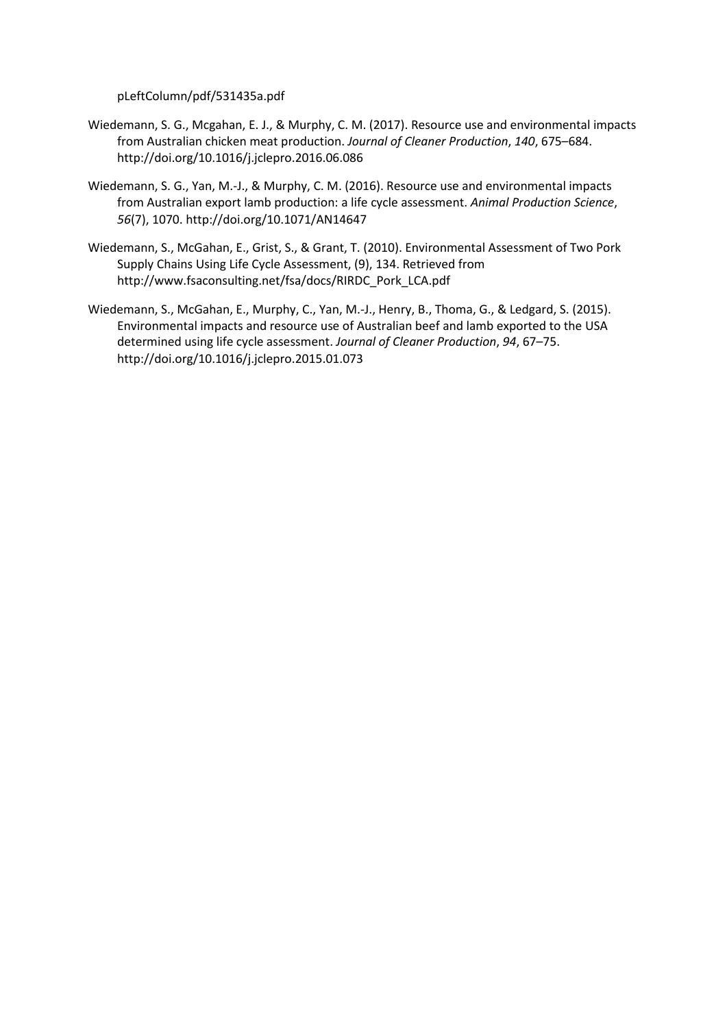pLeftColumn/pdf/531435a.pdf

Wiedemann, S. G., Mcgahan, E. J., & Murphy, C. M. (2017). Resource use and environmental impacts from Australian chicken meat production. *Journal of Cleaner Production*, *140*, 675–684. http://doi.org/10.1016/j.jclepro.2016.06.086

Wiedemann, S. G., Yan, M.-J., & Murphy, C. M. (2016). Resource use and environmental impacts from Australian export lamb production: a life cycle assessment. *Animal Production Science*, *56*(7), 1070. http://doi.org/10.1071/AN14647

Wiedemann, S., McGahan, E., Grist, S., & Grant, T. (2010). Environmental Assessment of Two Pork Supply Chains Using Life Cycle Assessment, (9), 134. Retrieved from http://www.fsaconsulting.net/fsa/docs/RIRDC_Pork_LCA.pdf

Wiedemann, S., McGahan, E., Murphy, C., Yan, M.-J., Henry, B., Thoma, G., & Ledgard, S. (2015). Environmental impacts and resource use of Australian beef and lamb exported to the USA determined using life cycle assessment. *Journal of Cleaner Production*, *94*, 67–75. http://doi.org/10.1016/j.jclepro.2015.01.073